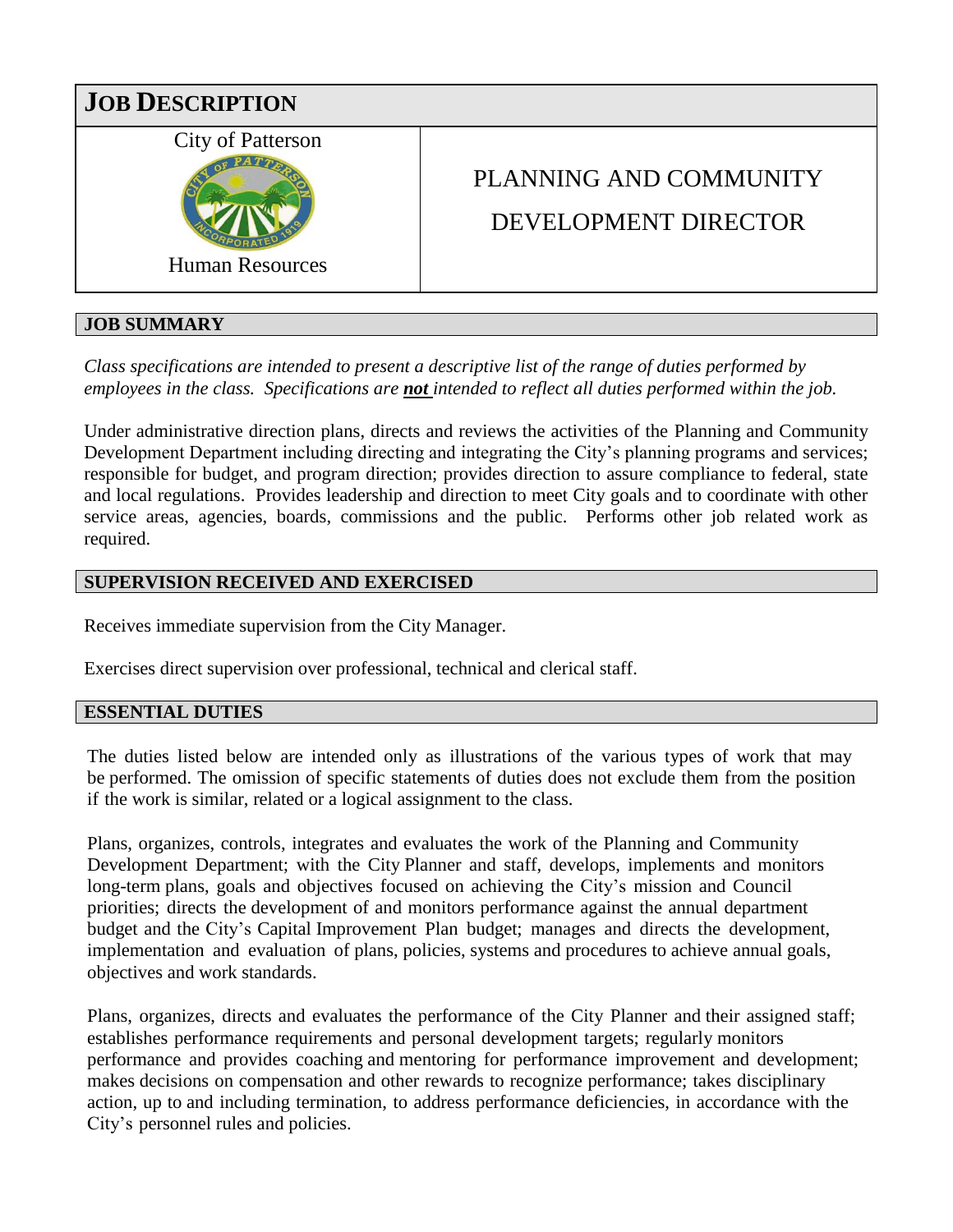# JOB DESCRIPTION

City of Patterson

Human Resources

# PLANNING AND COMMUNITY DEVELOPMENT DIRECTOR

## JOB SUMMARY

*Class specifications are intended to present a descriptive list of the range of duties performed by employees in the class. Specifications are **not** intended to reflect all duties performed within the job.*

Under administrative direction plans, directs and reviews the activities of the Planning and Community Development Department including directing and integrating the City's planning programs and services; responsible for budget, and program direction; provides direction to assure compliance to federal, state and local regulations. Provides leadership and direction to meet City goals and to coordinate with other service areas, agencies, boards, commissions and the public. Performs other job related work as required.

## SUPERVISION RECEIVED AND EXERCISED

Receives immediate supervision from the City Manager.

Exercises direct supervision over professional, technical and clerical staff.

## ESSENTIAL DUTIES

The duties listed below are intended only as illustrations of the various types of work that may be performed. The omission of specific statements of duties does not exclude them from the position if the work is similar, related or a logical assignment to the class.

Plans, organizes, controls, integrates and evaluates the work of the Planning and Community Development Department; with the City Planner and staff, develops, implements and monitors long-term plans, goals and objectives focused on achieving the City's mission and Council priorities; directs the development of and monitors performance against the annual department budget and the City's Capital Improvement Plan budget; manages and directs the development, implementation and evaluation of plans, policies, systems and procedures to achieve annual goals, objectives and work standards.

Plans, organizes, directs and evaluates the performance of the City Planner and their assigned staff; establishes performance requirements and personal development targets; regularly monitors performance and provides coaching and mentoring for performance improvement and development; makes decisions on compensation and other rewards to recognize performance; takes disciplinary action, up to and including termination, to address performance deficiencies, in accordance with the City's personnel rules and policies.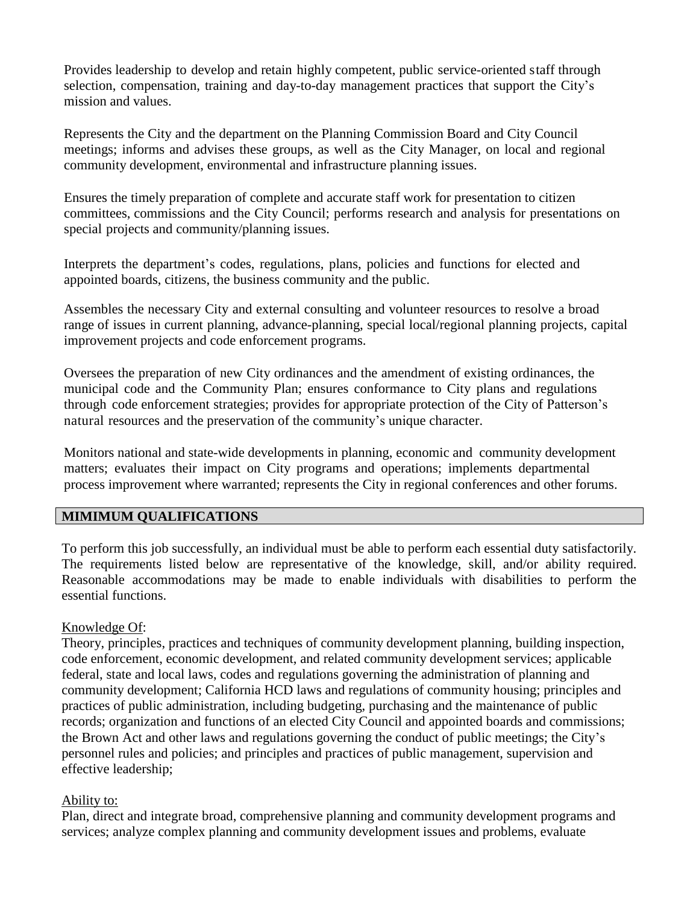Provides leadership to develop and retain highly competent, public service-oriented staff through selection, compensation, training and day-to-day management practices that support the City's mission and values.

Represents the City and the department on the Planning Commission Board and City Council meetings; informs and advises these groups, as well as the City Manager, on local and regional community development, environmental and infrastructure planning issues.

Ensures the timely preparation of complete and accurate staff work for presentation to citizen committees, commissions and the City Council; performs research and analysis for presentations on special projects and community/planning issues.

Interprets the department's codes, regulations, plans, policies and functions for elected and appointed boards, citizens, the business community and the public.

Assembles the necessary City and external consulting and volunteer resources to resolve a broad range of issues in current planning, advance-planning, special local/regional planning projects, capital improvement projects and code enforcement programs.

Oversees the preparation of new City ordinances and the amendment of existing ordinances, the municipal code and the Community Plan; ensures conformance to City plans and regulations through code enforcement strategies; provides for appropriate protection of the City of Patterson's natural resources and the preservation of the community's unique character.

Monitors national and state-wide developments in planning, economic and community development matters; evaluates their impact on City programs and operations; implements departmental process improvement where warranted; represents the City in regional conferences and other forums.

## MIMIMUM QUALIFICATIONS

To perform this job successfully, an individual must be able to perform each essential duty satisfactorily. The requirements listed below are representative of the knowledge, skill, and/or ability required. Reasonable accommodations may be made to enable individuals with disabilities to perform the essential functions.

Knowledge Of:

Theory, principles, practices and techniques of community development planning, building inspection, code enforcement, economic development, and related community development services; applicable federal, state and local laws, codes and regulations governing the administration of planning and community development; California HCD laws and regulations of community housing; principles and practices of public administration, including budgeting, purchasing and the maintenance of public records; organization and functions of an elected City Council and appointed boards and commissions; the Brown Act and other laws and regulations governing the conduct of public meetings; the City's personnel rules and policies; and principles and practices of public management, supervision and effective leadership;

Ability to:

Plan, direct and integrate broad, comprehensive planning and community development programs and services; analyze complex planning and community development issues and problems, evaluate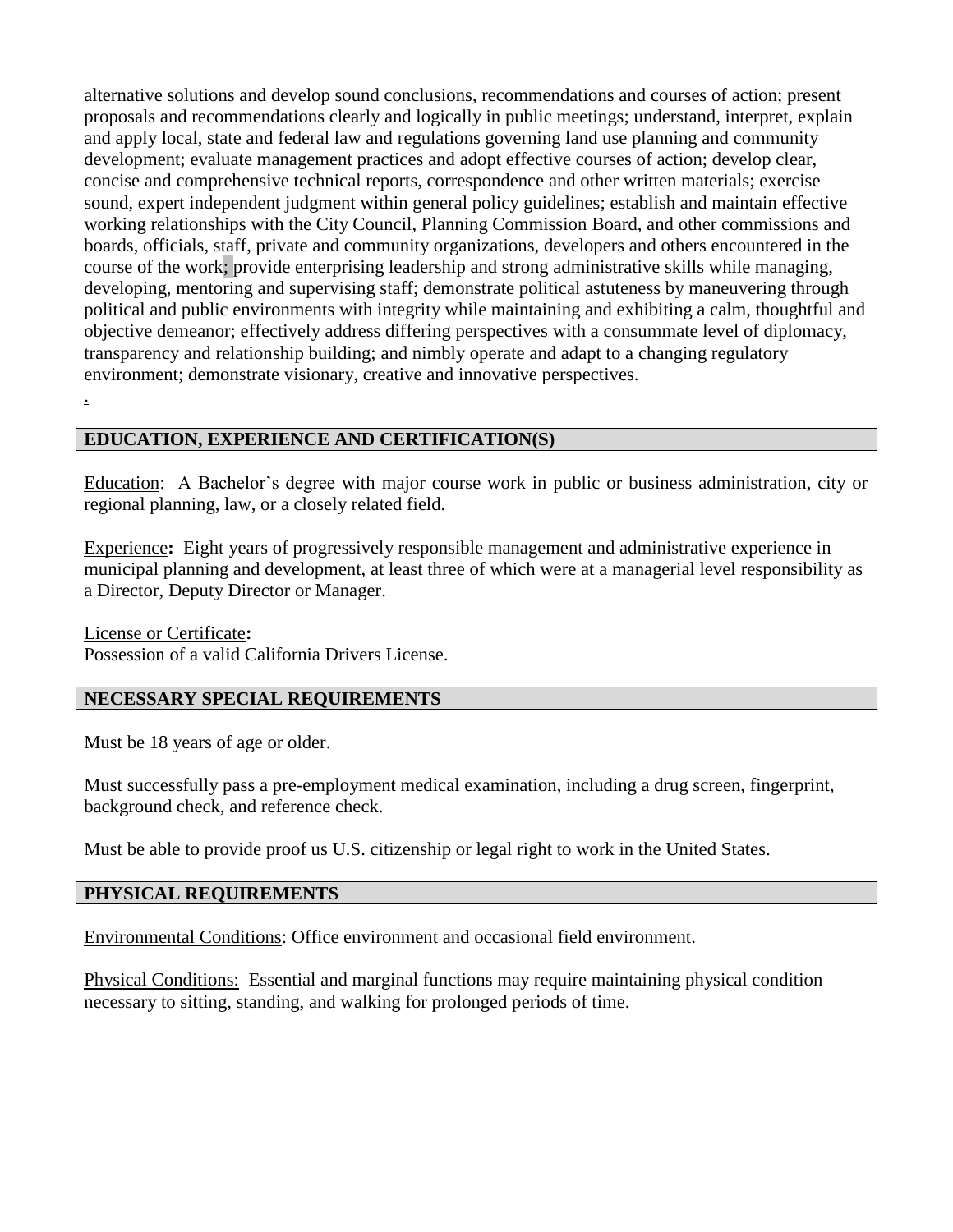alternative solutions and develop sound conclusions, recommendations and courses of action; present proposals and recommendations clearly and logically in public meetings; understand, interpret, explain and apply local, state and federal law and regulations governing land use planning and community development; evaluate management practices and adopt effective courses of action; develop clear, concise and comprehensive technical reports, correspondence and other written materials; exercise sound, expert independent judgment within general policy guidelines; establish and maintain effective working relationships with the City Council, Planning Commission Board, and other commissions and boards, officials, staff, private and community organizations, developers and others encountered in the course of the work; provide enterprising leadership and strong administrative skills while managing, developing, mentoring and supervising staff; demonstrate political astuteness by maneuvering through political and public environments with integrity while maintaining and exhibiting a calm, thoughtful and objective demeanor; effectively address differing perspectives with a consummate level of diplomacy, transparency and relationship building; and nimbly operate and adapt to a changing regulatory environment; demonstrate visionary, creative and innovative perspectives.

.

## EDUCATION, EXPERIENCE AND CERTIFICATION(S)

Education: A Bachelor's degree with major course work in public or business administration, city or regional planning, law, or a closely related field.

Experience**:** Eight years of progressively responsible management and administrative experience in municipal planning and development, at least three of which were at a managerial level responsibility as a Director, Deputy Director or Manager.

License or Certificate**:**
Possession of a valid California Drivers License.

## NECESSARY SPECIAL REQUIREMENTS

Must be 18 years of age or older.

Must successfully pass a pre-employment medical examination, including a drug screen, fingerprint, background check, and reference check.

Must be able to provide proof us U.S. citizenship or legal right to work in the United States.

## PHYSICAL REQUIREMENTS

Environmental Conditions: Office environment and occasional field environment.

Physical Conditions: Essential and marginal functions may require maintaining physical condition necessary to sitting, standing, and walking for prolonged periods of time.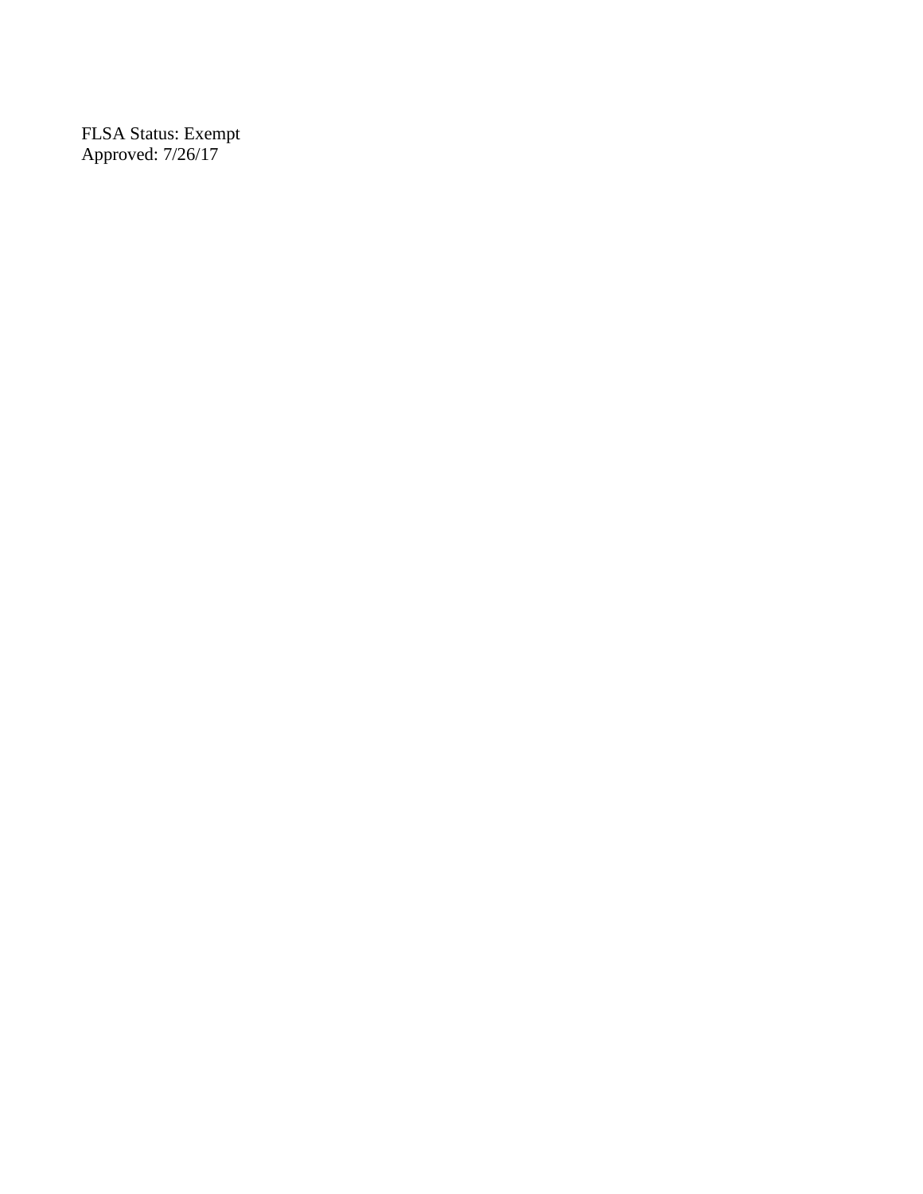FLSA Status: Exempt
Approved: 7/26/17